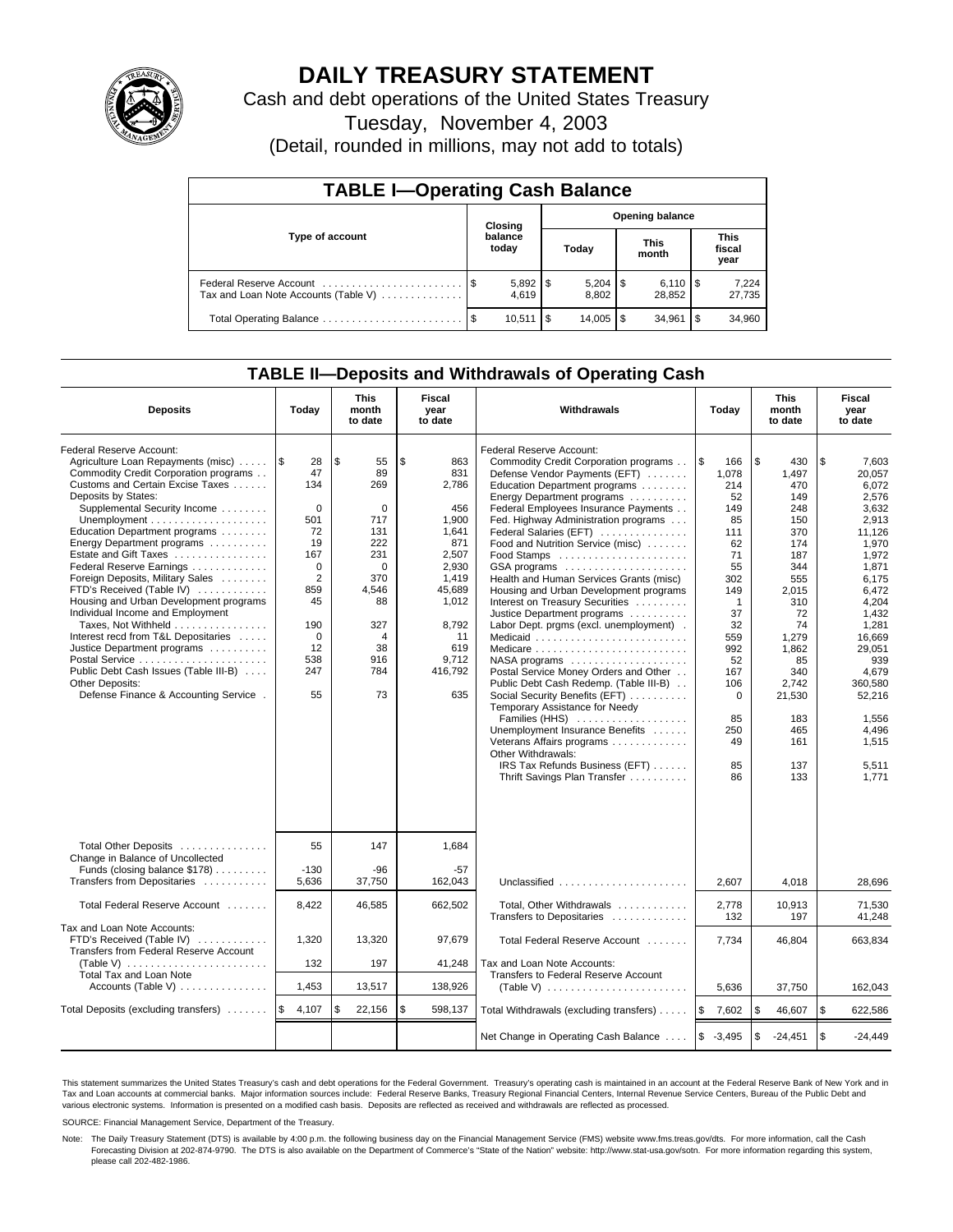# DAILY TREASURY STATEMENT

Cash and debt operations of the United States Treasury

Tuesday, November 4, 2003

(Detail, rounded in millions, may not add to totals)

## TABLE I—Operating Cash Balance

| Type of account | Closing balance today | Opening balance Today | Opening balance This month | Opening balance This fiscal year |
|---|---|---|---|---|
| Federal Reserve Account | $ 5,892 | $ 5,204 | $ 6,110 | $ 7,224 |
| Tax and Loan Note Accounts (Table V) | 4,619 | 8,802 | 28,852 | 27,735 |
| Total Operating Balance | $ 10,511 | $ 14,005 | $ 34,961 | $ 34,960 |

## TABLE II—Deposits and Withdrawals of Operating Cash

| Deposits | Today | This month to date | Fiscal year to date | Withdrawals | Today | This month to date | Fiscal year to date |
|---|---|---|---|---|---|---|---|
| Federal Reserve Account: | | | | Federal Reserve Account: | | | |
| Agriculture Loan Repayments (misc) | $ 28 | $ 55 | $ 863 | Commodity Credit Corporation programs | $ 166 | $ 430 | $ 7,603 |
| Commodity Credit Corporation programs | 47 | 89 | 831 | Defense Vendor Payments (EFT) | 1,078 | 1,497 | 20,057 |
| Customs and Certain Excise Taxes | 134 | 269 | 2,786 | Education Department programs | 214 | 470 | 6,072 |
| Deposits by States: | | | | Energy Department programs | 52 | 149 | 2,576 |
| Supplemental Security Income | 0 | 0 | 456 | Federal Employees Insurance Payments | 149 | 248 | 3,632 |
| Unemployment | 501 | 717 | 1,900 | Fed. Highway Administration programs | 85 | 150 | 2,913 |
| Education Department programs | 72 | 131 | 1,641 | Federal Salaries (EFT) | 111 | 370 | 11,126 |
| Energy Department programs | 19 | 222 | 871 | Food and Nutrition Service (misc) | 62 | 174 | 1,970 |
| Estate and Gift Taxes | 167 | 231 | 2,507 | Food Stamps | 71 | 187 | 1,972 |
| Federal Reserve Earnings | 0 | 0 | 2,930 | GSA programs | 55 | 344 | 1,871 |
| Foreign Deposits, Military Sales | 2 | 370 | 1,419 | Health and Human Services Grants (misc) | 302 | 555 | 6,175 |
| FTD's Received (Table IV) | 859 | 4,546 | 45,689 | Housing and Urban Development programs | 149 | 2,015 | 6,472 |
| Housing and Urban Development programs | 45 | 88 | 1,012 | Interest on Treasury Securities | 1 | 310 | 4,204 |
| Individual Income and Employment | | | | Justice Department programs | 37 | 72 | 1,432 |
| Taxes, Not Withheld | 190 | 327 | 8,792 | Labor Dept. prgms (excl. unemployment) | 32 | 74 | 1,281 |
| Interest recd from T&L Depositaries | 0 | 4 | 11 | Medicaid | 559 | 1,279 | 16,669 |
| Justice Department programs | 12 | 38 | 619 | Medicare | 992 | 1,862 | 29,051 |
| Postal Service | 538 | 916 | 9,712 | NASA programs | 52 | 85 | 939 |
| Public Debt Cash Issues (Table III-B) | 247 | 784 | 416,792 | Postal Service Money Orders and Other | 167 | 340 | 4,679 |
| Other Deposits: | | | | Public Debt Cash Redemp. (Table III-B) | 106 | 2,742 | 360,580 |
| Defense Finance & Accounting Service | 55 | 73 | 635 | Social Security Benefits (EFT) | 0 | 21,530 | 52,216 |
| | | | | Temporary Assistance for Needy Families (HHS) | 85 | 183 | 1,556 |
| | | | | Unemployment Insurance Benefits | 250 | 465 | 4,496 |
| | | | | Veterans Affairs programs | 49 | 161 | 1,515 |
| | | | | Other Withdrawals: | | | |
| | | | | IRS Tax Refunds Business (EFT) | 85 | 137 | 5,511 |
| | | | | Thrift Savings Plan Transfer | 86 | 133 | 1,771 |
| Total Other Deposits | 55 | 147 | 1,684 | | | | |
| Change in Balance of Uncollected Funds (closing balance $178) | -130 | -96 | -57 | | | | |
| Transfers from Depositaries | 5,636 | 37,750 | 162,043 | Unclassified | 2,607 | 4,018 | 28,696 |
| Total Federal Reserve Account | 8,422 | 46,585 | 662,502 | Total, Other Withdrawals | 2,778 | 10,913 | 71,530 |
| | | | | Transfers to Depositaries | 132 | 197 | 41,248 |
| Tax and Loan Note Accounts: | | | | | | | |
| FTD's Received (Table IV) | 1,320 | 13,320 | 97,679 | Total Federal Reserve Account | 7,734 | 46,804 | 663,834 |
| Transfers from Federal Reserve Account (Table V) | 132 | 197 | 41,248 | Tax and Loan Note Accounts: | | | |
| Total Tax and Loan Note Accounts (Table V) | 1,453 | 13,517 | 138,926 | Transfers to Federal Reserve Account (Table V) | 5,636 | 37,750 | 162,043 |
| Total Deposits (excluding transfers) | $ 4,107 | $ 22,156 | $ 598,137 | Total Withdrawals (excluding transfers) | $ 7,602 | $ 46,607 | $ 622,586 |
| | | | | Net Change in Operating Cash Balance | $ -3,495 | $ -24,451 | $ -24,449 |

This statement summarizes the United States Treasury's cash and debt operations for the Federal Government. Treasury's operating cash is maintained in an account at the Federal Reserve Bank of New York and in Tax and Loan accounts at commercial banks. Major information sources include: Federal Reserve Banks, Treasury Regional Financial Centers, Internal Revenue Service Centers, Bureau of the Public Debt and various electronic systems. Information is presented on a modified cash basis. Deposits are reflected as received and withdrawals are reflected as processed.

SOURCE: Financial Management Service, Department of the Treasury.

Note: The Daily Treasury Statement (DTS) is available by 4:00 p.m. the following business day on the Financial Management Service (FMS) website www.fms.treas.gov/dts. For more information, call the Cash Forecasting Division at 202-874-9790. The DTS is also available on the Department of Commerce's "State of the Nation" website: http://www.stat-usa.gov/sotn. For more information regarding this system, please call 202-482-1986.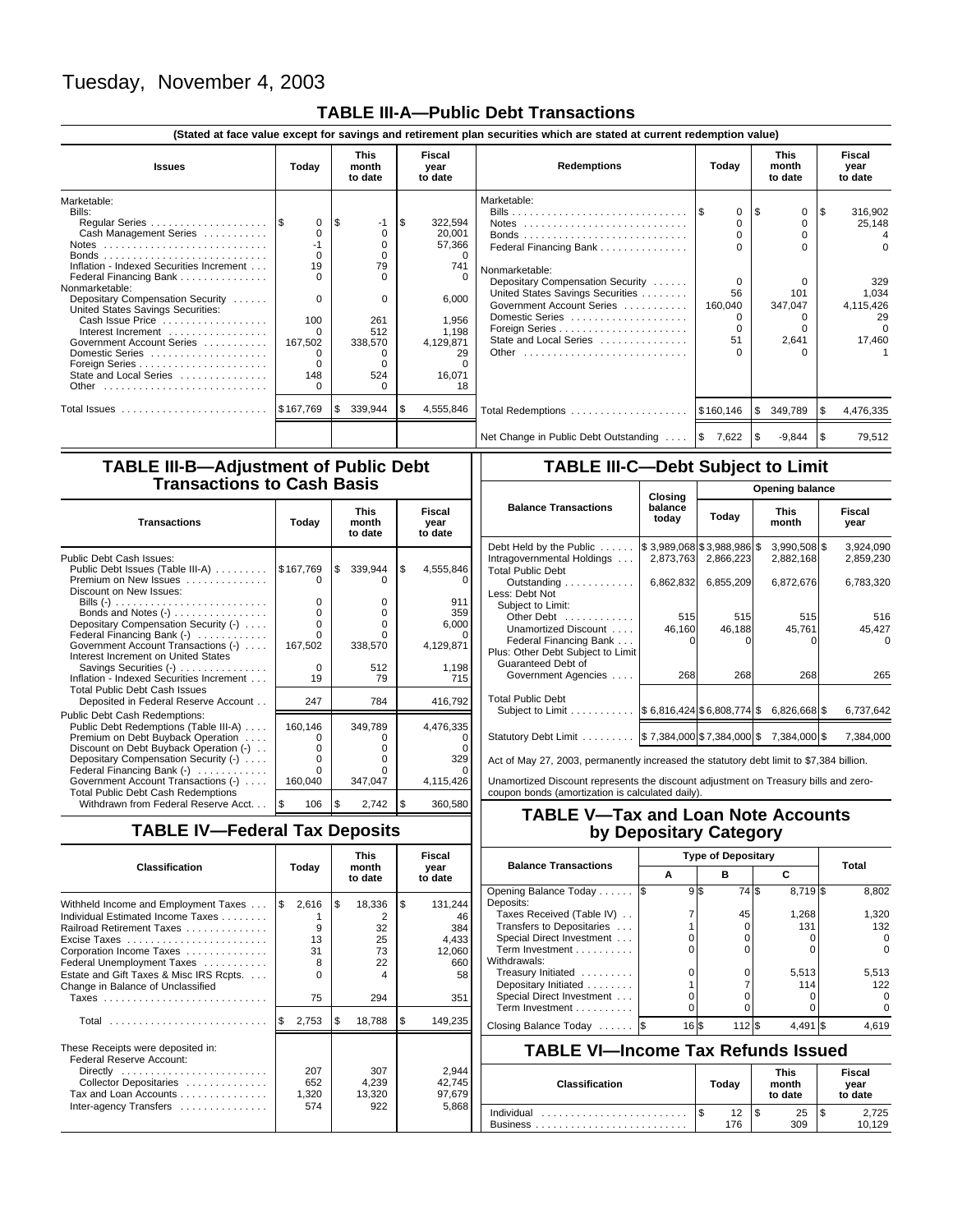# Tuesday, November 4, 2003

## TABLE III-A—Public Debt Transactions

(Stated at face value except for savings and retirement plan securities which are stated at current redemption value)

| Issues | Today | This month to date | Fiscal year to date |
|---|---|---|---|
| Marketable: | | | |
| Bills: | | | |
| Regular Series | $ 0 | $ -1 | $ 322,594 |
| Cash Management Series | 0 | 0 | 20,001 |
| Notes | -1 | 0 | 57,366 |
| Bonds | 0 | 0 | 0 |
| Inflation - Indexed Securities Increment | 19 | 79 | 741 |
| Federal Financing Bank | 0 | 0 | 0 |
| Nonmarketable: | | | |
| Depositary Compensation Security | 0 | 0 | 6,000 |
| United States Savings Securities: | | | |
| Cash Issue Price | 100 | 261 | 1,956 |
| Interest Increment | 0 | 512 | 1,198 |
| Government Account Series | 167,502 | 338,570 | 4,129,871 |
| Domestic Series | 0 | 0 | 29 |
| Foreign Series | 0 | 0 | 0 |
| State and Local Series | 148 | 524 | 16,071 |
| Other | 0 | 0 | 18 |
| Total Issues | $167,769 | $ 339,944 | $ 4,555,846 |

| Redemptions | Today | This month to date | Fiscal year to date |
|---|---|---|---|
| Marketable: | | | |
| Bills | $ 0 | $ 0 | $ 316,902 |
| Notes | 0 | 0 | 25,148 |
| Bonds | 0 | 0 | 4 |
| Federal Financing Bank | 0 | 0 | 0 |
| Nonmarketable: | | | |
| Depositary Compensation Security | 0 | 0 | 329 |
| United States Savings Securities | 56 | 101 | 1,034 |
| Government Account Series | 160,040 | 347,047 | 4,115,426 |
| Domestic Series | 0 | 0 | 29 |
| Foreign Series | 0 | 0 | 0 |
| State and Local Series | 51 | 2,641 | 17,460 |
| Other | 0 | 0 | 1 |
| Total Redemptions | $160,146 | $ 349,789 | $ 4,476,335 |
| Net Change in Public Debt Outstanding | $ 7,622 | $ -9,844 | $ 79,512 |

## TABLE III-B—Adjustment of Public Debt Transactions to Cash Basis

| Transactions | Today | This month to date | Fiscal year to date |
|---|---|---|---|
| Public Debt Cash Issues: | | | |
| Public Debt Issues (Table III-A) | $167,769 | $ 339,944 | $ 4,555,846 |
| Premium on New Issues | 0 | 0 | 0 |
| Discount on New Issues: | | | |
| Bills (-) | 0 | 0 | 911 |
| Bonds and Notes (-) | 0 | 0 | 359 |
| Depositary Compensation Security (-) | 0 | 0 | 6,000 |
| Federal Financing Bank (-) | 0 | 0 | 0 |
| Government Account Transactions (-) | 167,502 | 338,570 | 4,129,871 |
| Interest Increment on United States Savings Securities (-) | 0 | 512 | 1,198 |
| Inflation - Indexed Securities Increment | 19 | 79 | 715 |
| Total Public Debt Cash Issues Deposited in Federal Reserve Account | 247 | 784 | 416,792 |
| Public Debt Cash Redemptions: | | | |
| Public Debt Redemptions (Table III-A) | 160,146 | 349,789 | 4,476,335 |
| Premium on Debt Buyback Operation | 0 | 0 | 0 |
| Discount on Debt Buyback Operation (-) | 0 | 0 | 0 |
| Depositary Compensation Security (-) | 0 | 0 | 329 |
| Federal Financing Bank (-) | 0 | 0 | 0 |
| Government Account Transactions (-) | 160,040 | 347,047 | 4,115,426 |
| Total Public Debt Cash Redemptions Withdrawn from Federal Reserve Acct. | $ 106 | $ 2,742 | $ 360,580 |

## TABLE III-C—Debt Subject to Limit

| Balance Transactions | Closing balance today | Opening balance Today | Opening balance This month | Opening balance Fiscal year |
|---|---|---|---|---|
| Debt Held by the Public | $ 3,989,068 | $ 3,988,986 | $ 3,990,508 | $ 3,924,090 |
| Intragovernmental Holdings | 2,873,763 | 2,866,223 | 2,882,168 | 2,859,230 |
| Total Public Debt Outstanding | 6,862,832 | 6,855,209 | 6,872,676 | 6,783,320 |
| Less: Debt Not Subject to Limit: | | | | |
| Other Debt | 515 | 515 | 515 | 516 |
| Unamortized Discount | 46,160 | 46,188 | 45,761 | 45,427 |
| Federal Financing Bank | 0 | 0 | 0 | 0 |
| Plus: Other Debt Subject to Limit Guaranteed Debt of Government Agencies | 268 | 268 | 268 | 265 |
| Total Public Debt Subject to Limit | $ 6,816,424 | $ 6,808,774 | $ 6,826,668 | $ 6,737,642 |
| Statutory Debt Limit | $ 7,384,000 | $ 7,384,000 | $ 7,384,000 | $ 7,384,000 |

Act of May 27, 2003, permanently increased the statutory debt limit to $7,384 billion.

Unamortized Discount represents the discount adjustment on Treasury bills and zero-coupon bonds (amortization is calculated daily).

## TABLE IV—Federal Tax Deposits

| Classification | Today | This month to date | Fiscal year to date |
|---|---|---|---|
| Withheld Income and Employment Taxes | $ 2,616 | $ 18,336 | $ 131,244 |
| Individual Estimated Income Taxes | 1 | 2 | 46 |
| Railroad Retirement Taxes | 9 | 32 | 384 |
| Excise Taxes | 13 | 25 | 4,433 |
| Corporation Income Taxes | 31 | 73 | 12,060 |
| Federal Unemployment Taxes | 8 | 22 | 660 |
| Estate and Gift Taxes & Misc IRS Rcpts. | 0 | 4 | 58 |
| Change in Balance of Unclassified Taxes | 75 | 294 | 351 |
| Total | $ 2,753 | $ 18,788 | $ 149,235 |
| These Receipts were deposited in: | | | |
| Federal Reserve Account: | | | |
| Directly | 207 | 307 | 2,944 |
| Collector Depositaries | 652 | 4,239 | 42,745 |
| Tax and Loan Accounts | 1,320 | 13,320 | 97,679 |
| Inter-agency Transfers | 574 | 922 | 5,868 |

## TABLE V—Tax and Loan Note Accounts by Depositary Category

| Balance Transactions | Type of Depositary A | Type of Depositary B | Type of Depositary C | Total |
|---|---|---|---|---|
| Opening Balance Today | $ 9 | $ 74 | $ 8,719 | $ 8,802 |
| Deposits: | | | | |
| Taxes Received (Table IV) | 7 | 45 | 1,268 | 1,320 |
| Transfers to Depositaries | 1 | 0 | 131 | 132 |
| Special Direct Investment | 0 | 0 | 0 | 0 |
| Term Investment | 0 | 0 | 0 | 0 |
| Withdrawals: | | | | |
| Treasury Initiated | 0 | 0 | 5,513 | 5,513 |
| Depositary Initiated | 1 | 7 | 114 | 122 |
| Special Direct Investment | 0 | 0 | 0 | 0 |
| Term Investment | 0 | 0 | 0 | 0 |
| Closing Balance Today | $ 16 | $ 112 | $ 4,491 | $ 4,619 |

## TABLE VI—Income Tax Refunds Issued

| Classification | Today | This month to date | Fiscal year to date |
|---|---|---|---|
| Individual | $ 12 | $ 25 | $ 2,725 |
| Business | 176 | 309 | 10,129 |